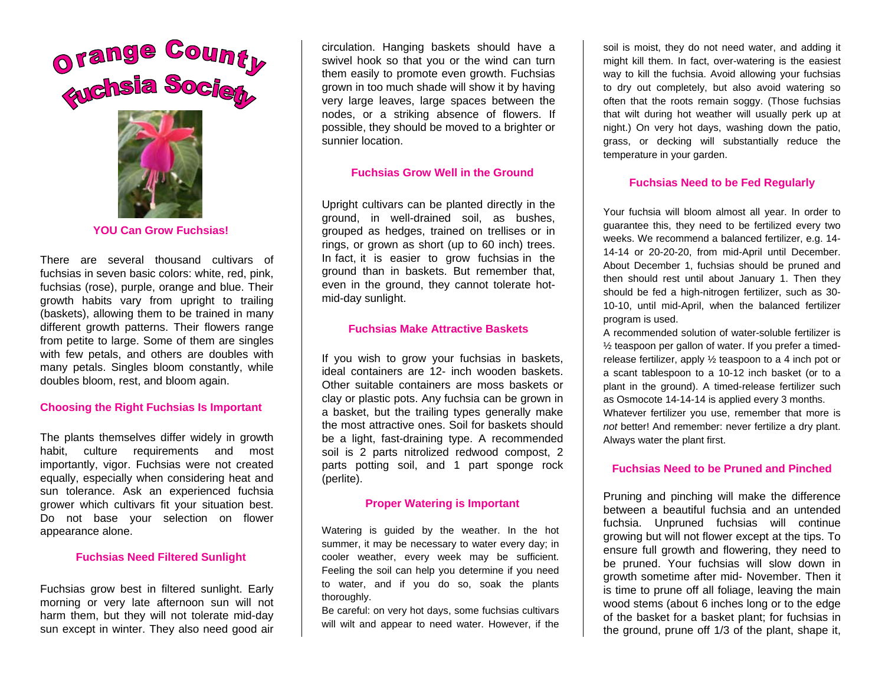# Orange County Fuchsia Society

**YOU Can Grow Fuchsias!**

There are several thousand cultivars of fuchsias in seven basic colors: white, red, pink, fuchsias (rose), purple, orange and blue. Their growth habits vary from upright to trailing (baskets), allowing them to be trained in many different growth patterns. Their flowers range from petite to large. Some of them are singles with few petals, and others are doubles with many petals. Singles bloom constantly, while doubles bloom, rest, and bloom again.

## Choosing the Right Fuchsias Is Important

The plants themselves differ widely in growth habit, culture requirements and most importantly, vigor. Fuchsias were not created equally, especially when considering heat and sun tolerance. Ask an experienced fuchsia grower which cultivars fit your situation best. Do not base your selection on flower appearance alone.

## Fuchsias Need Filtered Sunlight

Fuchsias grow best in filtered sunlight. Early morning or very late afternoon sun will not harm them, but they will not tolerate mid-day sun except in winter. They also need good air circulation. Hanging baskets should have a swivel hook so that you or the wind can turn them easily to promote even growth. Fuchsias grown in too much shade will show it by having very large leaves, large spaces between the nodes, or a striking absence of flowers. If possible, they should be moved to a brighter or sunnier location.

## Fuchsias Grow Well in the Ground

Upright cultivars can be planted directly in the ground, in well-drained soil, as bushes, grouped as hedges, trained on trellises or in rings, or grown as short (up to 60 inch) trees. In fact, it is easier to grow fuchsias in the ground than in baskets. But remember that, even in the ground, they cannot tolerate hot-mid-day sunlight.

## Fuchsias Make Attractive Baskets

If you wish to grow your fuchsias in baskets, ideal containers are 12- inch wooden baskets. Other suitable containers are moss baskets or clay or plastic pots. Any fuchsia can be grown in a basket, but the trailing types generally make the most attractive ones. Soil for baskets should be a light, fast-draining type. A recommended soil is 2 parts nitrolized redwood compost, 2 parts potting soil, and 1 part sponge rock (perlite).

## Proper Watering is Important

Watering is guided by the weather. In the hot summer, it may be necessary to water every day; in cooler weather, every week may be sufficient. Feeling the soil can help you determine if you need to water, and if you do so, soak the plants thoroughly.

Be careful: on very hot days, some fuchsias cultivars will wilt and appear to need water. However, if the soil is moist, they do not need water, and adding it might kill them. In fact, over-watering is the easiest way to kill the fuchsia. Avoid allowing your fuchsias to dry out completely, but also avoid watering so often that the roots remain soggy. (Those fuchsias that wilt during hot weather will usually perk up at night.) On very hot days, washing down the patio, grass, or decking will substantially reduce the temperature in your garden.

## Fuchsias Need to be Fed Regularly

Your fuchsia will bloom almost all year. In order to guarantee this, they need to be fertilized every two weeks. We recommend a balanced fertilizer, e.g. 14-14-14 or 20-20-20, from mid-April until December. About December 1, fuchsias should be pruned and then should rest until about January 1. Then they should be fed a high-nitrogen fertilizer, such as 30-10-10, until mid-April, when the balanced fertilizer program is used.

A recommended solution of water-soluble fertilizer is ½ teaspoon per gallon of water. If you prefer a timed-release fertilizer, apply ½ teaspoon to a 4 inch pot or a scant tablespoon to a 10-12 inch basket (or to a plant in the ground). A timed-release fertilizer such as Osmocote 14-14-14 is applied every 3 months.

Whatever fertilizer you use, remember that more is *not* better! And remember: never fertilize a dry plant. Always water the plant first.

## Fuchsias Need to be Pruned and Pinched

Pruning and pinching will make the difference between a beautiful fuchsia and an untended fuchsia. Unpruned fuchsias will continue growing but will not flower except at the tips. To ensure full growth and flowering, they need to be pruned. Your fuchsias will slow down in growth sometime after mid- November. Then it is time to prune off all foliage, leaving the main wood stems (about 6 inches long or to the edge of the basket for a basket plant; for fuchsias in the ground, prune off 1/3 of the plant, shape it,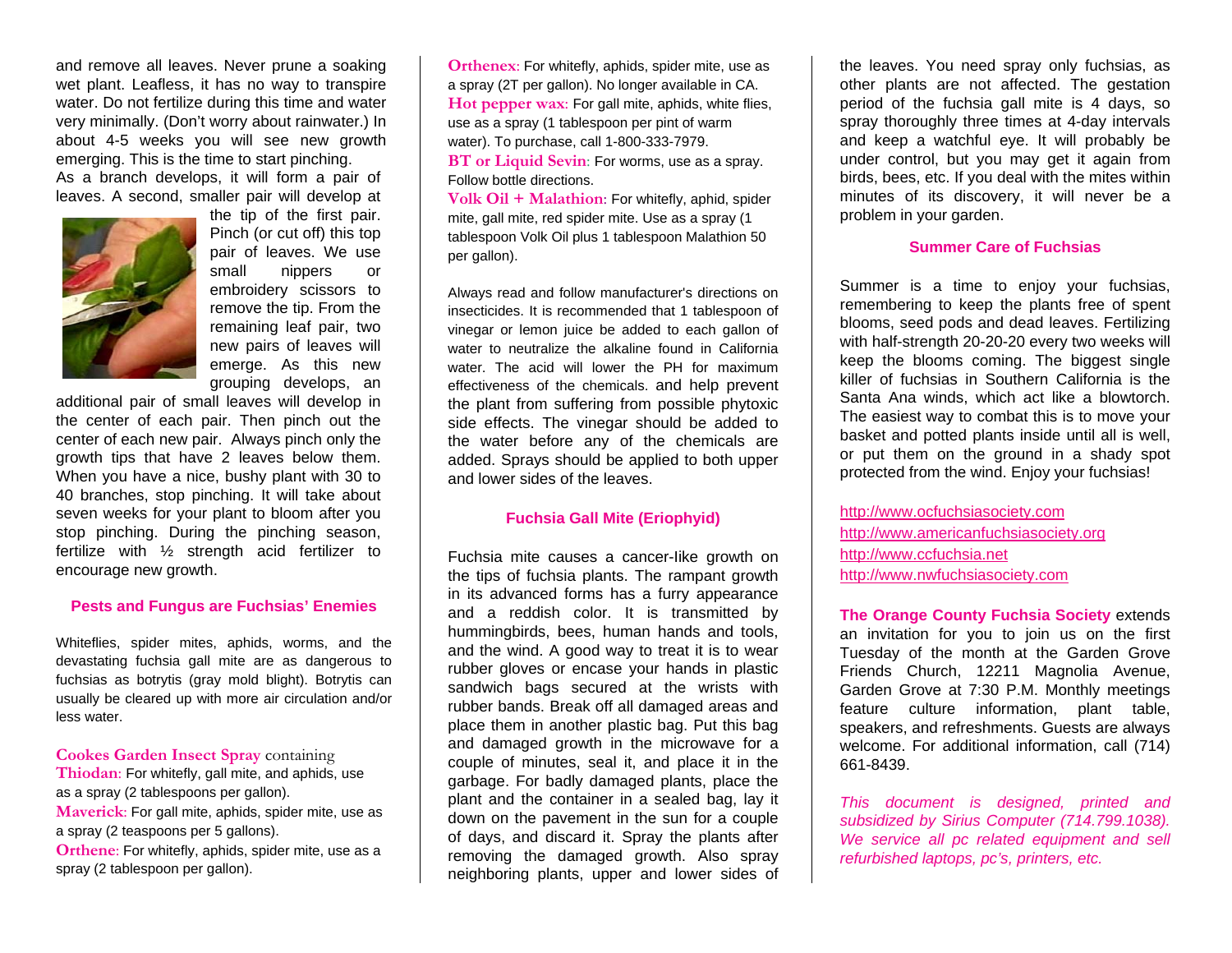and remove all leaves. Never prune a soaking wet plant. Leafless, it has no way to transpire water. Do not fertilize during this time and water very minimally. (Don't worry about rainwater.) In about 4-5 weeks you will see new growth emerging. This is the time to start pinching.

As a branch develops, it will form a pair of leaves. A second, smaller pair will develop at the tip of the first pair. Pinch (or cut off) this top pair of leaves. We use small nippers or embroidery scissors to remove the tip. From the remaining leaf pair, two new pairs of leaves will emerge. As this new grouping develops, an additional pair of small leaves will develop in the center of each pair. Then pinch out the center of each new pair. Always pinch only the growth tips that have 2 leaves below them. When you have a nice, bushy plant with 30 to 40 branches, stop pinching. It will take about seven weeks for your plant to bloom after you stop pinching. During the pinching season, fertilize with ½ strength acid fertilizer to encourage new growth.

## Pests and Fungus are Fuchsias' Enemies

Whiteflies, spider mites, aphids, worms, and the devastating fuchsia gall mite are as dangerous to fuchsias as botrytis (gray mold blight). Botrytis can usually be cleared up with more air circulation and/or less water.

**Cookes Garden Insect Spray** containing
**Thiodan**: For whitefly, gall mite, and aphids, use as a spray (2 tablespoons per gallon).
**Maverick**: For gall mite, aphids, spider mite, use as a spray (2 teaspoons per 5 gallons).
**Orthene**: For whitefly, aphids, spider mite, use as a spray (2 tablespoon per gallon).
**Orthenex**: For whitefly, aphids, spider mite, use as a spray (2T per gallon). No longer available in CA.
**Hot pepper wax**: For gall mite, aphids, white flies, use as a spray (1 tablespoon per pint of warm water). To purchase, call 1-800-333-7979.
**BT or Liquid Sevin**: For worms, use as a spray. Follow bottle directions.
**Volk Oil + Malathion**: For whitefly, aphid, spider mite, gall mite, red spider mite. Use as a spray (1 tablespoon Volk Oil plus 1 tablespoon Malathion 50 per gallon).

Always read and follow manufacturer's directions on insecticides. It is recommended that 1 tablespoon of vinegar or lemon juice be added to each gallon of water to neutralize the alkaline found in California water. The acid will lower the PH for maximum effectiveness of the chemicals. and help prevent the plant from suffering from possible phytoxic side effects. The vinegar should be added to the water before any of the chemicals are added. Sprays should be applied to both upper and lower sides of the leaves.

## Fuchsia Gall Mite (Eriophyid)

Fuchsia mite causes a cancer-like growth on the tips of fuchsia plants. The rampant growth in its advanced forms has a furry appearance and a reddish color. It is transmitted by hummingbirds, bees, human hands and tools, and the wind. A good way to treat it is to wear rubber gloves or encase your hands in plastic sandwich bags secured at the wrists with rubber bands. Break off all damaged areas and place them in another plastic bag. Put this bag and damaged growth in the microwave for a couple of minutes, seal it, and place it in the garbage. For badly damaged plants, place the plant and the container in a sealed bag, lay it down on the pavement in the sun for a couple of days, and discard it. Spray the plants after removing the damaged growth. Also spray neighboring plants, upper and lower sides of the leaves. You need spray only fuchsias, as other plants are not affected. The gestation period of the fuchsia gall mite is 4 days, so spray thoroughly three times at 4-day intervals and keep a watchful eye. It will probably be under control, but you may get it again from birds, bees, etc. If you deal with the mites within minutes of its discovery, it will never be a problem in your garden.

## Summer Care of Fuchsias

Summer is a time to enjoy your fuchsias, remembering to keep the plants free of spent blooms, seed pods and dead leaves. Fertilizing with half-strength 20-20-20 every two weeks will keep the blooms coming. The biggest single killer of fuchsias in Southern California is the Santa Ana winds, which act like a blowtorch. The easiest way to combat this is to move your basket and potted plants inside until all is well, or put them on the ground in a shady spot protected from the wind. Enjoy your fuchsias!

http://www.ocfuchsiasociety.com
http://www.americanfuchsiasociety.org
http://www.ccfuchsia.net
http://www.nwfuchsiasociety.com

**The Orange County Fuchsia Society** extends an invitation for you to join us on the first Tuesday of the month at the Garden Grove Friends Church, 12211 Magnolia Avenue, Garden Grove at 7:30 P.M. Monthly meetings feature culture information, plant table, speakers, and refreshments. Guests are always welcome. For additional information, call (714) 661-8439.

*This document is designed, printed and subsidized by Sirius Computer (714.799.1038). We service all pc related equipment and sell refurbished laptops, pc's, printers, etc.*